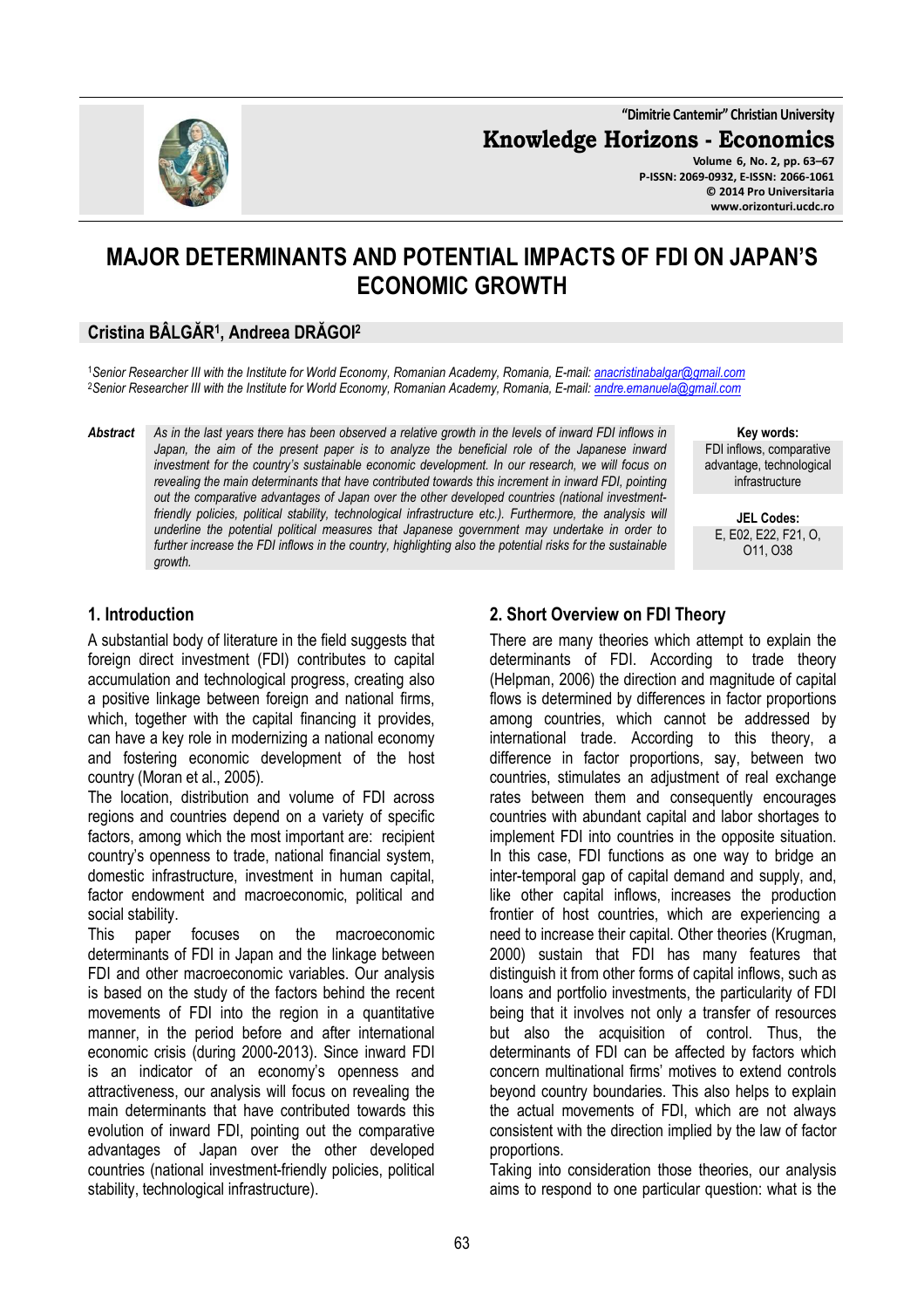# MAJOR DETERMINANTS AND POTENTIAL IMPACTS OF FDI ON JAPAN'S ECONOMIC GROWTH

**Cristina BÂLGĂR[1], Andreea DRĂGOI[2]**

[1] *Senior Researcher III with the Institute for World Economy, Romanian Academy, Romania, E-mail: anacristinabalgar@gmail.com*
[2] *Senior Researcher III with the Institute for World Economy, Romanian Academy, Romania, E-mail: andre.emanuela@gmail.com*

**Abstract** *As in the last years there has been observed a relative growth in the levels of inward FDI inflows in Japan, the aim of the present paper is to analyze the beneficial role of the Japanese inward investment for the country's sustainable economic development. In our research, we will focus on revealing the main determinants that have contributed towards this increment in inward FDI, pointing out the comparative advantages of Japan over the other developed countries (national investment-friendly policies, political stability, technological infrastructure etc.). Furthermore, the analysis will underline the potential political measures that Japanese government may undertake in order to further increase the FDI inflows in the country, highlighting also the potential risks for the sustainable growth.*

**Key words:** FDI inflows, comparative advantage, technological infrastructure

**JEL Codes:** E, E02, E22, F21, O, O11, O38

## 1. Introduction

A substantial body of literature in the field suggests that foreign direct investment (FDI) contributes to capital accumulation and technological progress, creating also a positive linkage between foreign and national firms, which, together with the capital financing it provides, can have a key role in modernizing a national economy and fostering economic development of the host country (Moran et al., 2005).

The location, distribution and volume of FDI across regions and countries depend on a variety of specific factors, among which the most important are: recipient country's openness to trade, national financial system, domestic infrastructure, investment in human capital, factor endowment and macroeconomic, political and social stability.

This paper focuses on the macroeconomic determinants of FDI in Japan and the linkage between FDI and other macroeconomic variables. Our analysis is based on the study of the factors behind the recent movements of FDI into the region in a quantitative manner, in the period before and after international economic crisis (during 2000-2013). Since inward FDI is an indicator of an economy's openness and attractiveness, our analysis will focus on revealing the main determinants that have contributed towards this evolution of inward FDI, pointing out the comparative advantages of Japan over the other developed countries (national investment-friendly policies, political stability, technological infrastructure).

## 2. Short Overview on FDI Theory

There are many theories which attempt to explain the determinants of FDI. According to trade theory (Helpman, 2006) the direction and magnitude of capital flows is determined by differences in factor proportions among countries, which cannot be addressed by international trade. According to this theory, a difference in factor proportions, say, between two countries, stimulates an adjustment of real exchange rates between them and consequently encourages countries with abundant capital and labor shortages to implement FDI into countries in the opposite situation. In this case, FDI functions as one way to bridge an inter-temporal gap of capital demand and supply, and, like other capital inflows, increases the production frontier of host countries, which are experiencing a need to increase their capital. Other theories (Krugman, 2000) sustain that FDI has many features that distinguish it from other forms of capital inflows, such as loans and portfolio investments, the particularity of FDI being that it involves not only a transfer of resources but also the acquisition of control. Thus, the determinants of FDI can be affected by factors which concern multinational firms' motives to extend controls beyond country boundaries. This also helps to explain the actual movements of FDI, which are not always consistent with the direction implied by the law of factor proportions.

Taking into consideration those theories, our analysis aims to respond to one particular question: what is the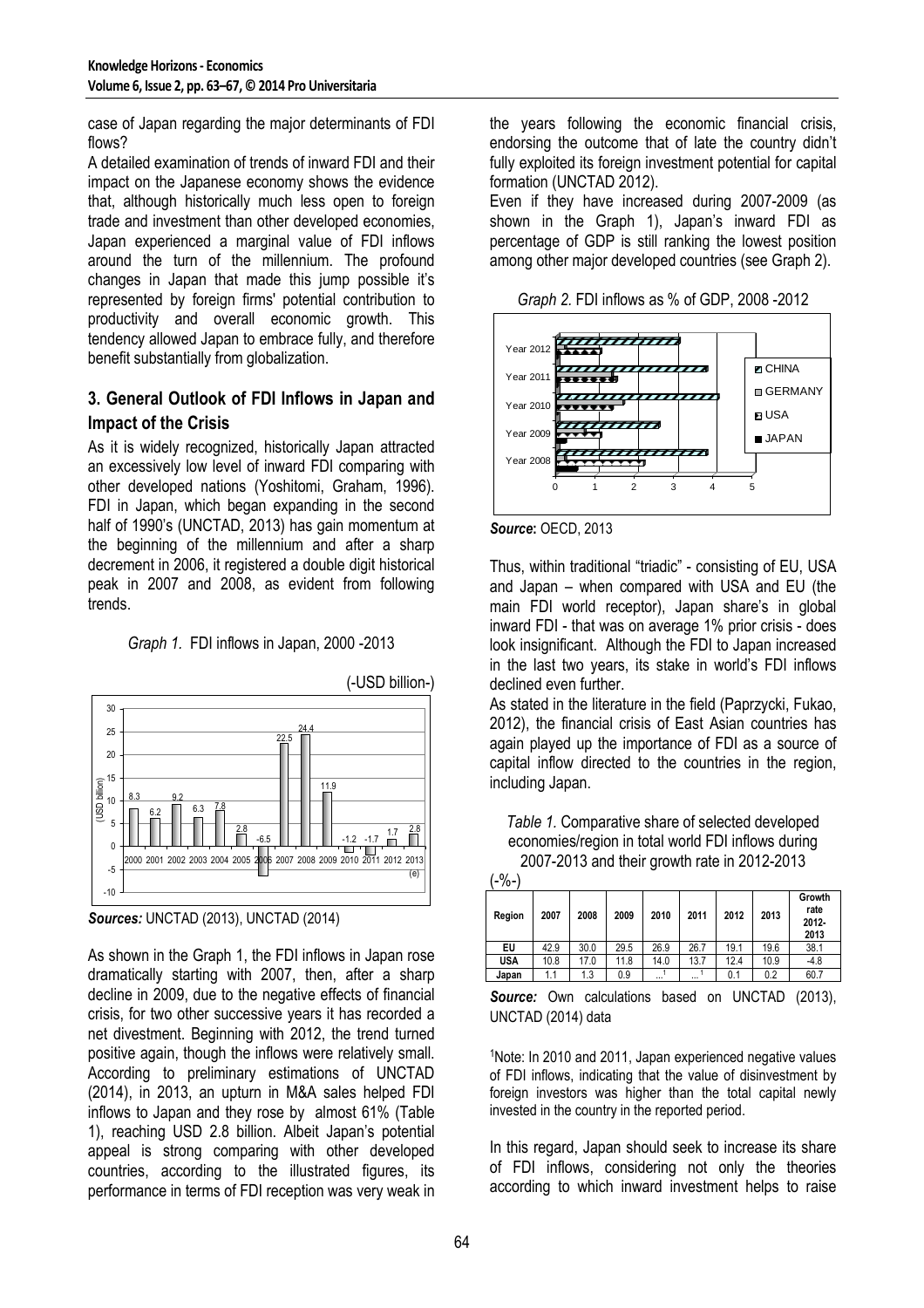case of Japan regarding the major determinants of FDI flows?

A detailed examination of trends of inward FDI and their impact on the Japanese economy shows the evidence that, although historically much less open to foreign trade and investment than other developed economies, Japan experienced a marginal value of FDI inflows around the turn of the millennium. The profound changes in Japan that made this jump possible it's represented by foreign firms' potential contribution to productivity and overall economic growth. This tendency allowed Japan to embrace fully, and therefore benefit substantially from globalization.

## 3. General Outlook of FDI Inflows in Japan and Impact of the Crisis

As it is widely recognized, historically Japan attracted an excessively low level of inward FDI comparing with other developed nations (Yoshitomi, Graham, 1996). FDI in Japan, which began expanding in the second half of 1990's (UNCTAD, 2013) has gain momentum at the beginning of the millennium and after a sharp decrement in 2006, it registered a double digit historical peak in 2007 and 2008, as evident from following trends.

*Graph 1.* FDI inflows in Japan, 2000 -2013

(-USD billion-)

*Sources:* UNCTAD (2013), UNCTAD (2014)

As shown in the Graph 1, the FDI inflows in Japan rose dramatically starting with 2007, then, after a sharp decline in 2009, due to the negative effects of financial crisis, for two other successive years it has recorded a net divestment. Beginning with 2012, the trend turned positive again, though the inflows were relatively small. According to preliminary estimations of UNCTAD (2014), in 2013, an upturn in M&A sales helped FDI inflows to Japan and they rose by almost 61% (Table 1), reaching USD 2.8 billion. Albeit Japan's potential appeal is strong comparing with other developed countries, according to the illustrated figures, its performance in terms of FDI reception was very weak in the years following the economic financial crisis, endorsing the outcome that of late the country didn't fully exploited its foreign investment potential for capital formation (UNCTAD 2012).

Even if they have increased during 2007-2009 (as shown in the Graph 1), Japan's inward FDI as percentage of GDP is still ranking the lowest position among other major developed countries (see Graph 2).

*Graph 2.* FDI inflows as % of GDP, 2008 -2012

*Source***:** OECD, 2013

Thus, within traditional "triadic" - consisting of EU, USA and Japan – when compared with USA and EU (the main FDI world receptor), Japan share's in global inward FDI - that was on average 1% prior crisis - does look insignificant. Although the FDI to Japan increased in the last two years, its stake in world's FDI inflows declined even further.

As stated in the literature in the field (Paprzycki, Fukao, 2012), the financial crisis of East Asian countries has again played up the importance of FDI as a source of capital inflow directed to the countries in the region, including Japan.

*Table 1.* Comparative share of selected developed economies/region in total world FDI inflows during 2007-2013 and their growth rate in 2012-2013

(-%-)

| Region | 2007 | 2008 | 2009 | 2010 | 2011 | 2012 | 2013 | Growth rate 2012-2013 |
|---|---|---|---|---|---|---|---|---|
| EU | 42.9 | 30.0 | 29.5 | 26.9 | 26.7 | 19.1 | 19.6 | 38.1 |
| USA | 10.8 | 17.0 | 11.8 | 14.0 | 13.7 | 12.4 | 10.9 | -4.8 |
| Japan | 1.1 | 1.3 | 0.9 | ...[1] | ...[1] | 0.1 | 0.2 | 60.7 |

*Source:* Own calculations based on UNCTAD (2013), UNCTAD (2014) data

[1]Note: In 2010 and 2011, Japan experienced negative values of FDI inflows, indicating that the value of disinvestment by foreign investors was higher than the total capital newly invested in the country in the reported period.

In this regard, Japan should seek to increase its share of FDI inflows, considering not only the theories according to which inward investment helps to raise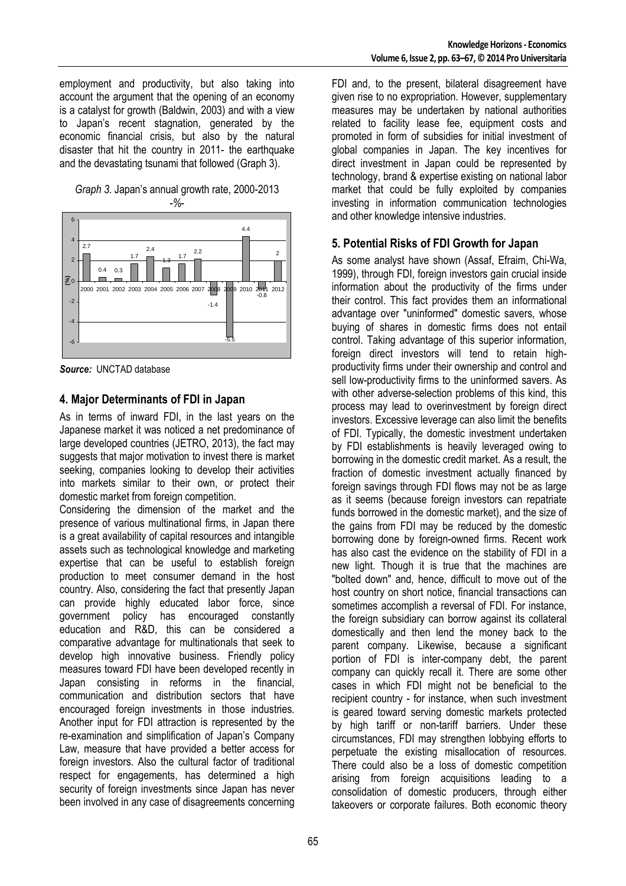employment and productivity, but also taking into account the argument that the opening of an economy is a catalyst for growth (Baldwin, 2003) and with a view to Japan's recent stagnation, generated by the economic financial crisis, but also by the natural disaster that hit the country in 2011- the earthquake and the devastating tsunami that followed (Graph 3).

*Graph 3.* Japan's annual growth rate, 2000-2013

-%-

| Year | 2000 | 2001 | 2002 | 2003 | 2004 | 2005 | 2006 | 2007 | 2008 | 2009 | 2010 | 2011 | 2012 |
|---|---|---|---|---|---|---|---|---|---|---|---|---|---|
| (%) | 2.7 | 0.4 | 0.3 | 1.7 | 2.4 | 1.3 | 1.7 | 2.2 | -1.4 | -5.5 | 4.4 | -0.8 | 2 |

***Source:*** UNCTAD database

## 4. Major Determinants of FDI in Japan

As in terms of inward FDI, in the last years on the Japanese market it was noticed a net predominance of large developed countries (JETRO, 2013), the fact may suggests that major motivation to invest there is market seeking, companies looking to develop their activities into markets similar to their own, or protect their domestic market from foreign competition.

Considering the dimension of the market and the presence of various multinational firms, in Japan there is a great availability of capital resources and intangible assets such as technological knowledge and marketing expertise that can be useful to establish foreign production to meet consumer demand in the host country. Also, considering the fact that presently Japan can provide highly educated labor force, since government policy has encouraged constantly education and R&D, this can be considered a comparative advantage for multinationals that seek to develop high innovative business. Friendly policy measures toward FDI have been developed recently in Japan consisting in reforms in the financial, communication and distribution sectors that have encouraged foreign investments in those industries. Another input for FDI attraction is represented by the re-examination and simplification of Japan's Company Law, measure that have provided a better access for foreign investors. Also the cultural factor of traditional respect for engagements, has determined a high security of foreign investments since Japan has never been involved in any case of disagreements concerning FDI and, to the present, bilateral disagreement have given rise to no expropriation. However, supplementary measures may be undertaken by national authorities related to facility lease fee, equipment costs and promoted in form of subsidies for initial investment of global companies in Japan. The key incentives for direct investment in Japan could be represented by technology, brand & expertise existing on national labor market that could be fully exploited by companies investing in information communication technologies and other knowledge intensive industries.

## 5. Potential Risks of FDI Growth for Japan

As some analyst have shown (Assaf, Efraim, Chi-Wa, 1999), through FDI, foreign investors gain crucial inside information about the productivity of the firms under their control. This fact provides them an informational advantage over "uninformed" domestic savers, whose buying of shares in domestic firms does not entail control. Taking advantage of this superior information, foreign direct investors will tend to retain high-productivity firms under their ownership and control and sell low-productivity firms to the uninformed savers. As with other adverse-selection problems of this kind, this process may lead to overinvestment by foreign direct investors. Excessive leverage can also limit the benefits of FDI. Typically, the domestic investment undertaken by FDI establishments is heavily leveraged owing to borrowing in the domestic credit market. As a result, the fraction of domestic investment actually financed by foreign savings through FDI flows may not be as large as it seems (because foreign investors can repatriate funds borrowed in the domestic market), and the size of the gains from FDI may be reduced by the domestic borrowing done by foreign-owned firms. Recent work has also cast the evidence on the stability of FDI in a new light. Though it is true that the machines are "bolted down" and, hence, difficult to move out of the host country on short notice, financial transactions can sometimes accomplish a reversal of FDI. For instance, the foreign subsidiary can borrow against its collateral domestically and then lend the money back to the parent company. Likewise, because a significant portion of FDI is inter-company debt, the parent company can quickly recall it. There are some other cases in which FDI might not be beneficial to the recipient country - for instance, when such investment is geared toward serving domestic markets protected by high tariff or non-tariff barriers. Under these circumstances, FDI may strengthen lobbying efforts to perpetuate the existing misallocation of resources. There could also be a loss of domestic competition arising from foreign acquisitions leading to a consolidation of domestic producers, through either takeovers or corporate failures. Both economic theory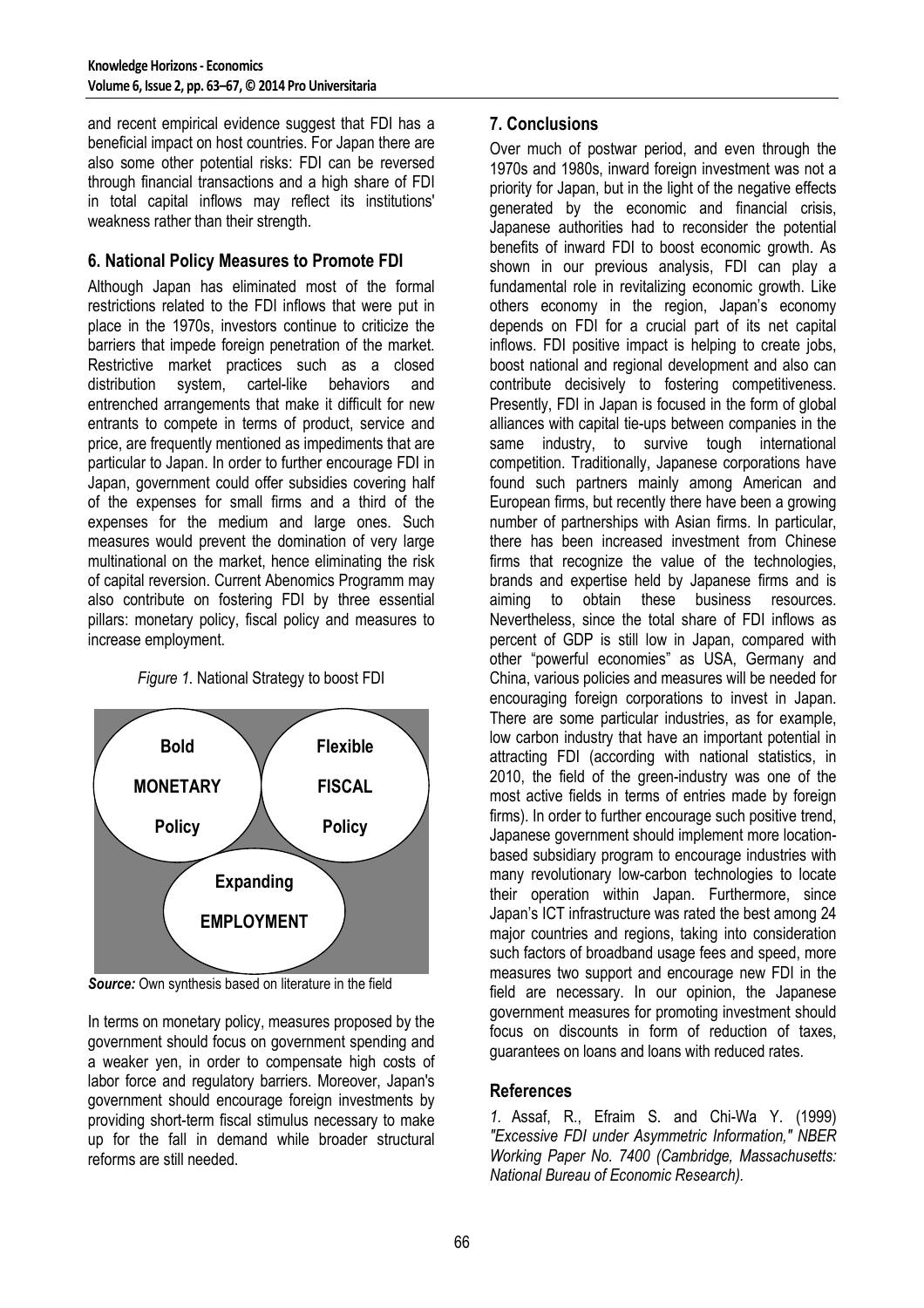and recent empirical evidence suggest that FDI has a beneficial impact on host countries. For Japan there are also some other potential risks: FDI can be reversed through financial transactions and a high share of FDI in total capital inflows may reflect its institutions' weakness rather than their strength.

## 6. National Policy Measures to Promote FDI

Although Japan has eliminated most of the formal restrictions related to the FDI inflows that were put in place in the 1970s, investors continue to criticize the barriers that impede foreign penetration of the market. Restrictive market practices such as a closed distribution system, cartel-like behaviors and entrenched arrangements that make it difficult for new entrants to compete in terms of product, service and price, are frequently mentioned as impediments that are particular to Japan. In order to further encourage FDI in Japan, government could offer subsidies covering half of the expenses for small firms and a third of the expenses for the medium and large ones. Such measures would prevent the domination of very large multinational on the market, hence eliminating the risk of capital reversion. Current Abenomics Programm may also contribute on fostering FDI by three essential pillars: monetary policy, fiscal policy and measures to increase employment.

*Figure 1.* National Strategy to boost FDI

**Bold MONETARY Policy**

**Flexible FISCAL Policy**

**Expanding EMPLOYMENT**

***Source:*** Own synthesis based on literature in the field

In terms on monetary policy, measures proposed by the government should focus on government spending and a weaker yen, in order to compensate high costs of labor force and regulatory barriers. Moreover, Japan's government should encourage foreign investments by providing short-term fiscal stimulus necessary to make up for the fall in demand while broader structural reforms are still needed.

## 7. Conclusions

Over much of postwar period, and even through the 1970s and 1980s, inward foreign investment was not a priority for Japan, but in the light of the negative effects generated by the economic and financial crisis, Japanese authorities had to reconsider the potential benefits of inward FDI to boost economic growth. As shown in our previous analysis, FDI can play a fundamental role in revitalizing economic growth. Like others economy in the region, Japan's economy depends on FDI for a crucial part of its net capital inflows. FDI positive impact is helping to create jobs, boost national and regional development and also can contribute decisively to fostering competitiveness. Presently, FDI in Japan is focused in the form of global alliances with capital tie-ups between companies in the same industry, to survive tough international competition. Traditionally, Japanese corporations have found such partners mainly among American and European firms, but recently there have been a growing number of partnerships with Asian firms. In particular, there has been increased investment from Chinese firms that recognize the value of the technologies, brands and expertise held by Japanese firms and is aiming to obtain these business resources. Nevertheless, since the total share of FDI inflows as percent of GDP is still low in Japan, compared with other "powerful economies" as USA, Germany and China, various policies and measures will be needed for encouraging foreign corporations to invest in Japan. There are some particular industries, as for example, low carbon industry that have an important potential in attracting FDI (according with national statistics, in 2010, the field of the green-industry was one of the most active fields in terms of entries made by foreign firms). In order to further encourage such positive trend, Japanese government should implement more location-based subsidiary program to encourage industries with many revolutionary low-carbon technologies to locate their operation within Japan. Furthermore, since Japan's ICT infrastructure was rated the best among 24 major countries and regions, taking into consideration such factors of broadband usage fees and speed, more measures two support and encourage new FDI in the field are necessary. In our opinion, the Japanese government measures for promoting investment should focus on discounts in form of reduction of taxes, guarantees on loans and loans with reduced rates.

## References

*1.* Assaf, R., Efraim S. and Chi-Wa Y. (1999) *"Excessive FDI under Asymmetric Information," NBER Working Paper No. 7400 (Cambridge, Massachusetts: National Bureau of Economic Research).*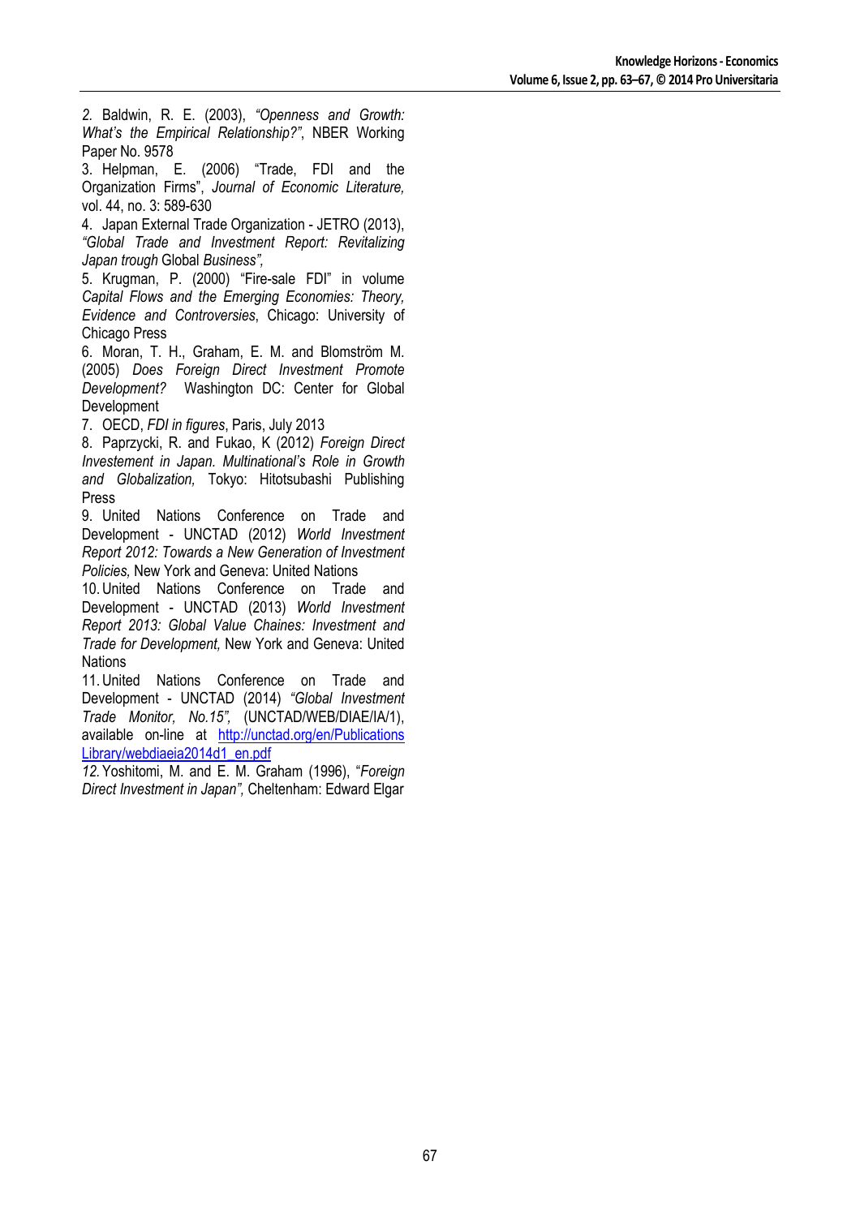*2.* Baldwin, R. E. (2003), *"Openness and Growth: What's the Empirical Relationship?"*, NBER Working Paper No. 9578

3. Helpman, E. (2006) "Trade, FDI and the Organization Firms", *Journal of Economic Literature,* vol. 44, no. 3: 589-630

4. Japan External Trade Organization - JETRO (2013), *"Global Trade and Investment Report: Revitalizing Japan trough* Global *Business",*

5. Krugman, P. (2000) "Fire-sale FDI" in volume *Capital Flows and the Emerging Economies: Theory, Evidence and Controversies*, Chicago: University of Chicago Press

6. Moran, T. H., Graham, E. M. and Blomström M. (2005) *Does Foreign Direct Investment Promote Development?* Washington DC: Center for Global Development

7. OECD, *FDI in figures*, Paris, July 2013

8. Paprzycki, R. and Fukao, K (2012) *Foreign Direct Investement in Japan. Multinational's Role in Growth and Globalization,* Tokyo: Hitotsubashi Publishing Press

9. United Nations Conference on Trade and Development - UNCTAD (2012) *World Investment Report 2012: Towards a New Generation of Investment Policies,* New York and Geneva: United Nations

10. United Nations Conference on Trade and Development - UNCTAD (2013) *World Investment Report 2013: Global Value Chaines: Investment and Trade for Development,* New York and Geneva: United Nations

11. United Nations Conference on Trade and Development - UNCTAD (2014) *"Global Investment Trade Monitor, No.15",* (UNCTAD/WEB/DIAE/IA/1), available on-line at http://unctad.org/en/PublicationsLibrary/webdiaeia2014d1_en.pdf

*12.* Yoshitomi, M. and E. M. Graham (1996), "*Foreign Direct Investment in Japan",* Cheltenham: Edward Elgar